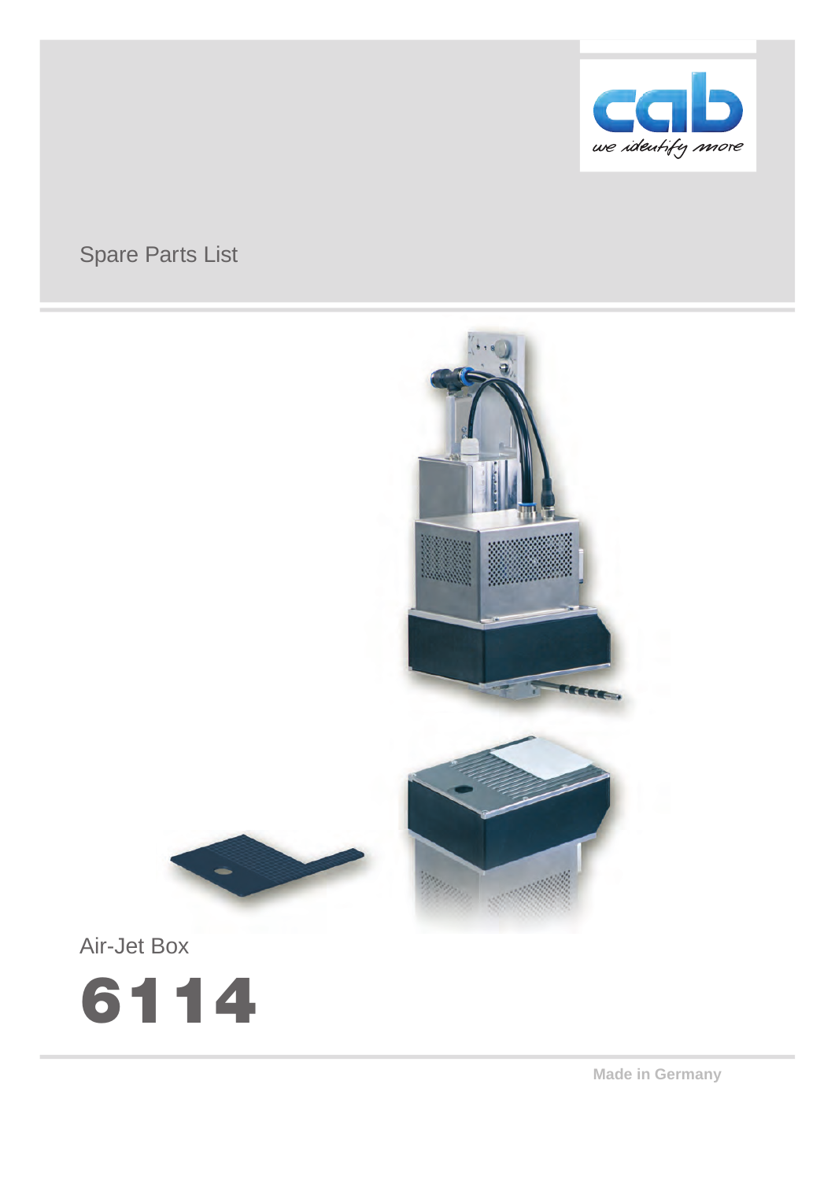Spare Parts List

Air-Jet Box

# 6114

Made in Germany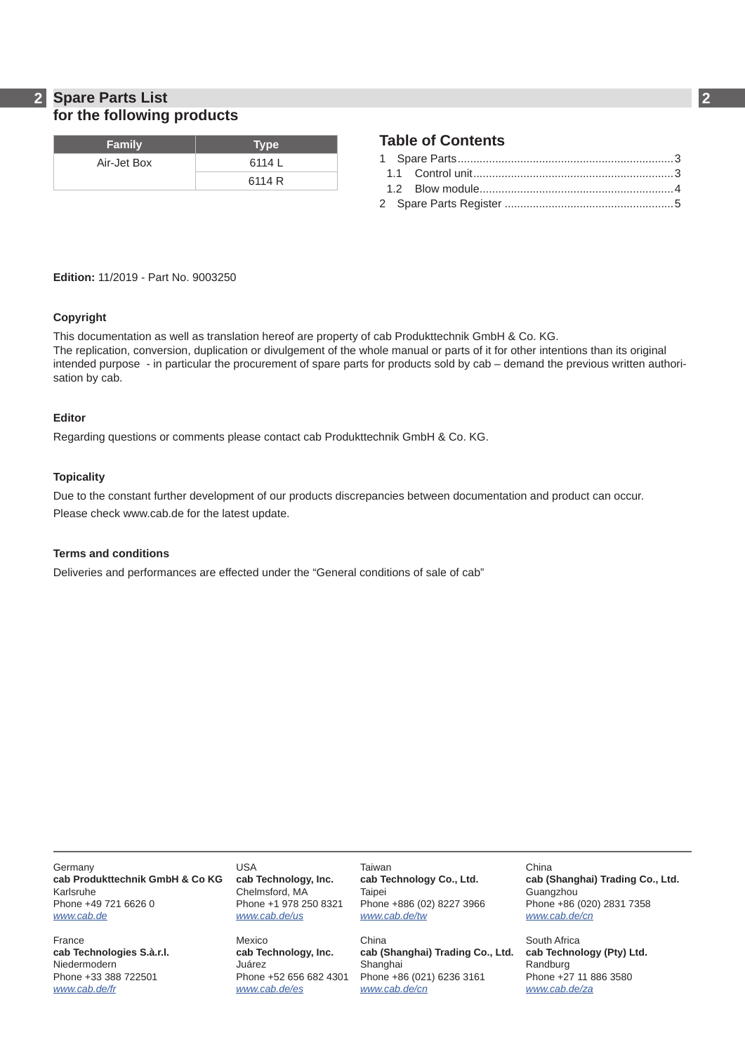# Spare Parts List
## for the following products

| Family | Type |
|---|---|
| Air-Jet Box | 6114 L |
| | 6114 R |

### Table of Contents

1 Spare Parts....................................................................3
  1.1 Control unit................................................................3
  1.2 Blow module.............................................................4
2 Spare Parts Register ......................................................5

**Edition:** 11/2019 - Part No. 9003250

**Copyright**

This documentation as well as translation hereof are property of cab Produkttechnik GmbH & Co. KG.
The replication, conversion, duplication or divulgement of the whole manual or parts of it for other intentions than its original intended purpose - in particular the procurement of spare parts for products sold by cab – demand the previous written authorisation by cab.

**Editor**

Regarding questions or comments please contact cab Produkttechnik GmbH & Co. KG.

**Topicality**

Due to the constant further development of our products discrepancies between documentation and product can occur.
Please check www.cab.de for the latest update.

**Terms and conditions**

Deliveries and performances are effected under the "General conditions of sale of cab"

Germany
**cab Produkttechnik GmbH & Co KG**
Karlsruhe
Phone +49 721 6626 0
*www.cab.de*

France
**cab Technologies S.à.r.l.**
Niedermodern
Phone +33 388 722501
*www.cab.de/fr*

USA
**cab Technology, Inc.**
Chelmsford, MA
Phone +1 978 250 8321
*www.cab.de/us*

Mexico
**cab Technology, Inc.**
Juárez
Phone +52 656 682 4301
*www.cab.de/es*

Taiwan
**cab Technology Co., Ltd.**
Taipei
Phone +886 (02) 8227 3966
*www.cab.de/tw*

China
**cab (Shanghai) Trading Co., Ltd.**
Shanghai
Phone +86 (021) 6236 3161
*www.cab.de/cn*

China
**cab (Shanghai) Trading Co., Ltd.**
Guangzhou
Phone +86 (020) 2831 7358
*www.cab.de/cn*

South Africa
**cab Technology (Pty) Ltd.**
Randburg
Phone +27 11 886 3580
*www.cab.de/za*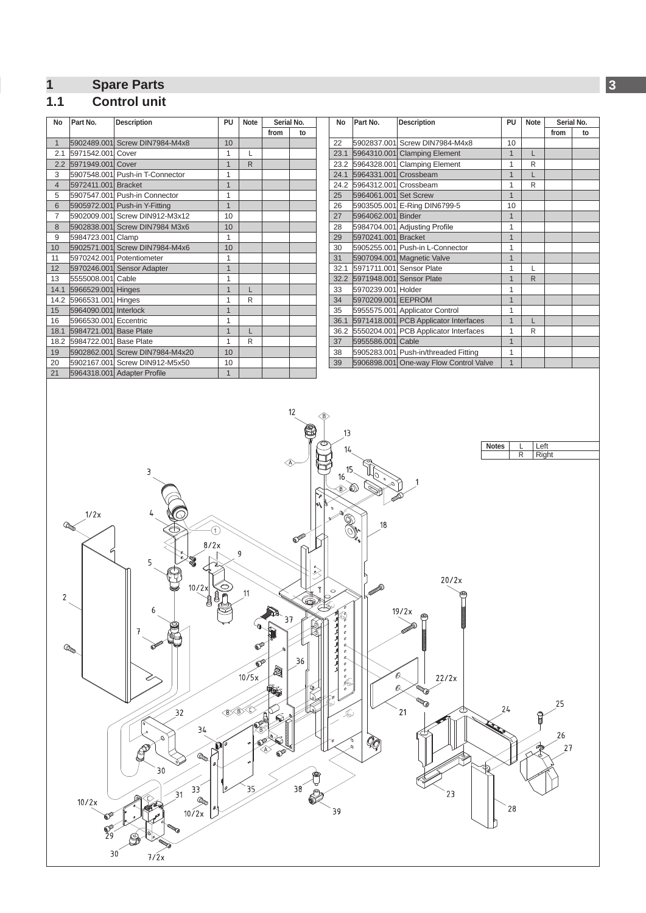# 1 Spare Parts

## 1.1 Control unit

| No | Part No. | Description | PU | Note | Serial No. from | Serial No. to |
|---|---|---|---|---|---|---|
| 1 | 5902489.001 | Screw DIN7984-M4x8 | 10 | | | |
| 2.1 | 5971542.001 | Cover | 1 | L | | |
| 2.2 | 5971949.001 | Cover | 1 | R | | |
| 3 | 5907548.001 | Push-in T-Connector | 1 | | | |
| 4 | 5972411.001 | Bracket | 1 | | | |
| 5 | 5907547.001 | Push-in Connector | 1 | | | |
| 6 | 5905972.001 | Push-in Y-Fitting | 1 | | | |
| 7 | 5902009.001 | Screw DIN912-M3x12 | 10 | | | |
| 8 | 5902838.001 | Screw DIN7984 M3x6 | 10 | | | |
| 9 | 5984723.001 | Clamp | 1 | | | |
| 10 | 5902571.001 | Screw DIN7984-M4x6 | 10 | | | |
| 11 | 5970242.001 | Potentiometer | 1 | | | |
| 12 | 5970246.001 | Sensor Adapter | 1 | | | |
| 13 | 5555008.001 | Cable | 1 | | | |
| 14.1 | 5966529.001 | Hinges | 1 | L | | |
| 14.2 | 5966531.001 | Hinges | 1 | R | | |
| 15 | 5964090.001 | Interlock | 1 | | | |
| 16 | 5966530.001 | Eccentric | 1 | | | |
| 18.1 | 5984721.001 | Base Plate | 1 | L | | |
| 18.2 | 5984722.001 | Base Plate | 1 | R | | |
| 19 | 5902862.001 | Screw DIN7984-M4x20 | 10 | | | |
| 20 | 5902167.001 | Screw DIN912-M5x50 | 10 | | | |
| 21 | 5964318.001 | Adapter Profile | 1 | | | |
| 22 | 5902837.001 | Screw DIN7984-M4x8 | 10 | | | |
| 23.1 | 5964310.001 | Clamping Element | 1 | L | | |
| 23.2 | 5964328.001 | Clamping Element | 1 | R | | |
| 24.1 | 5964331.001 | Crossbeam | 1 | L | | |
| 24.2 | 5964312.001 | Crossbeam | 1 | R | | |
| 25 | 5964061.001 | Set Screw | 1 | | | |
| 26 | 5903505.001 | E-Ring DIN6799-5 | 10 | | | |
| 27 | 5964062.001 | Binder | 1 | | | |
| 28 | 5984704.001 | Adjusting Profile | 1 | | | |
| 29 | 5970241.001 | Bracket | 1 | | | |
| 30 | 5905255.001 | Push-in L-Connector | 1 | | | |
| 31 | 5907094.001 | Magnetic Valve | 1 | | | |
| 32.1 | 5971711.001 | Sensor Plate | 1 | L | | |
| 32.2 | 5971948.001 | Sensor Plate | 1 | R | | |
| 33 | 5970239.001 | Holder | 1 | | | |
| 34 | 5970209.001 | EEPROM | 1 | | | |
| 35 | 5955575.001 | Applicator Control | 1 | | | |
| 36.1 | 5971418.001 | PCB Applicator Interfaces | 1 | L | | |
| 36.2 | 5550204.001 | PCB Applicator Interfaces | 1 | R | | |
| 37 | 5955586.001 | Cable | 1 | | | |
| 38 | 5905283.001 | Push-in/threaded Fitting | 1 | | | |
| 39 | 5906898.001 | One-way Flow Control Valve | 1 | | | |

| Notes | | |
|---|---|---|
| | L | Left |
| | R | Right |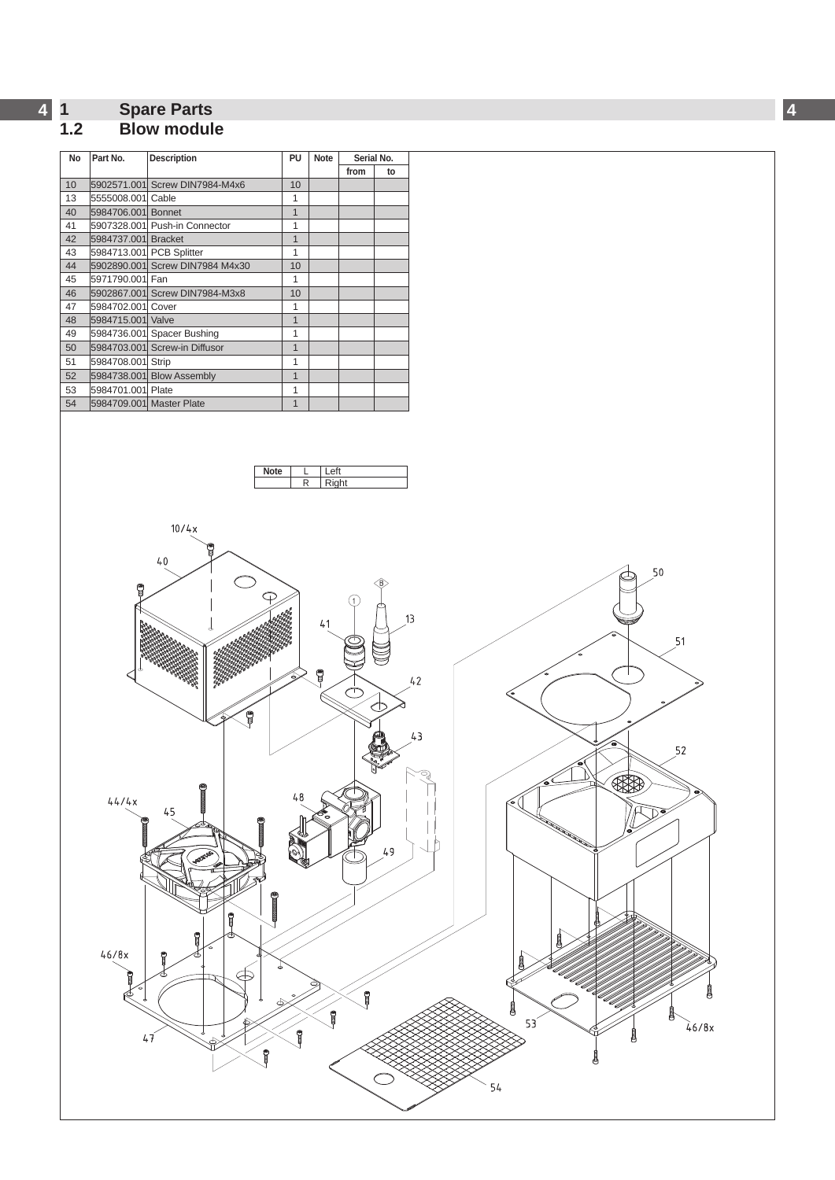# 1 Spare Parts

## 1.2 Blow module

| No | Part No. | Description | PU | Note | Serial No. from | Serial No. to |
|---|---|---|---|---|---|---|
| 10 | 5902571.001 | Screw DIN7984-M4x6 | 10 | | | |
| 13 | 5555008.001 | Cable | 1 | | | |
| 40 | 5984706.001 | Bonnet | 1 | | | |
| 41 | 5907328.001 | Push-in Connector | 1 | | | |
| 42 | 5984737.001 | Bracket | 1 | | | |
| 43 | 5984713.001 | PCB Splitter | 1 | | | |
| 44 | 5902890.001 | Screw DIN7984 M4x30 | 10 | | | |
| 45 | 5971790.001 | Fan | 1 | | | |
| 46 | 5902867.001 | Screw DIN7984-M3x8 | 10 | | | |
| 47 | 5984702.001 | Cover | 1 | | | |
| 48 | 5984715.001 | Valve | 1 | | | |
| 49 | 5984736.001 | Spacer Bushing | 1 | | | |
| 50 | 5984703.001 | Screw-in Diffusor | 1 | | | |
| 51 | 5984708.001 | Strip | 1 | | | |
| 52 | 5984738.001 | Blow Assembly | 1 | | | |
| 53 | 5984701.001 | Plate | 1 | | | |
| 54 | 5984709.001 | Master Plate | 1 | | | |

| Note | | |
|---|---|---|
| | L | Left |
| | R | Right |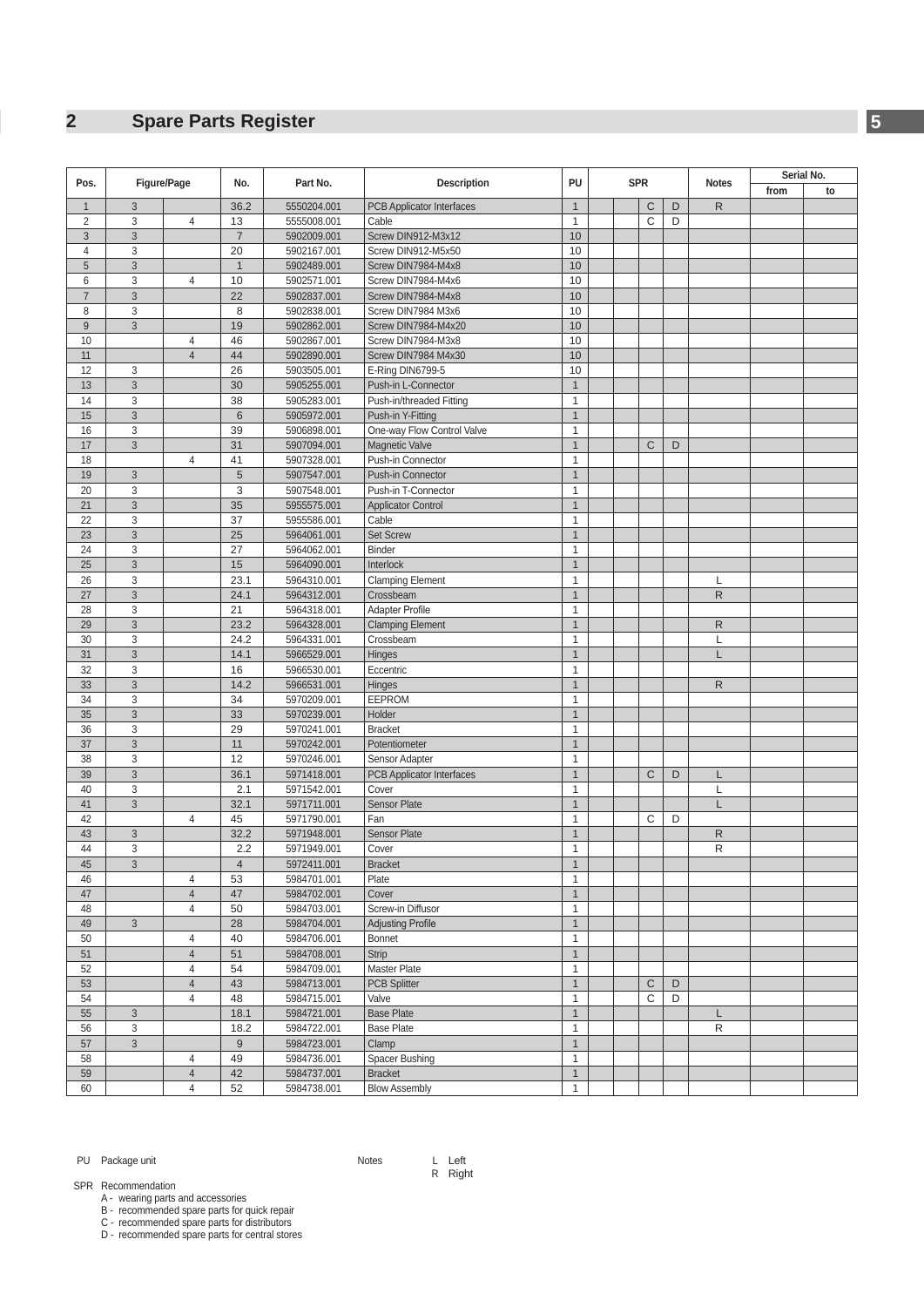## 2 Spare Parts Register

| Pos. | Figure/Page | | No. | Part No. | Description | PU | SPR | | | | Notes | Serial No. | |
|---|---|---|---|---|---|---|---|---|---|---|---|---|---|
| | | | | | | | | | | | | from | to |
| 1 | 3 | | 36.2 | 5550204.001 | PCB Applicator Interfaces | 1 | | | C | D | R | | |
| 2 | 3 | 4 | 13 | 5555008.001 | Cable | 1 | | | C | D | | | |
| 3 | 3 | | 7 | 5902009.001 | Screw DIN912-M3x12 | 10 | | | | | | | |
| 4 | 3 | | 20 | 5902167.001 | Screw DIN912-M5x50 | 10 | | | | | | | |
| 5 | 3 | | 1 | 5902489.001 | Screw DIN7984-M4x8 | 10 | | | | | | | |
| 6 | 3 | 4 | 10 | 5902571.001 | Screw DIN7984-M4x6 | 10 | | | | | | | |
| 7 | 3 | | 22 | 5902837.001 | Screw DIN7984-M4x8 | 10 | | | | | | | |
| 8 | 3 | | 8 | 5902838.001 | Screw DIN7984 M3x6 | 10 | | | | | | | |
| 9 | 3 | | 19 | 5902862.001 | Screw DIN7984-M4x20 | 10 | | | | | | | |
| 10 | | 4 | 46 | 5902867.001 | Screw DIN7984-M3x8 | 10 | | | | | | | |
| 11 | | 4 | 44 | 5902890.001 | Screw DIN7984 M4x30 | 10 | | | | | | | |
| 12 | 3 | | 26 | 5903505.001 | E-Ring DIN6799-5 | 10 | | | | | | | |
| 13 | 3 | | 30 | 5905255.001 | Push-in L-Connector | 1 | | | | | | | |
| 14 | 3 | | 38 | 5905283.001 | Push-in/threaded Fitting | 1 | | | | | | | |
| 15 | 3 | | 6 | 5905972.001 | Push-in Y-Fitting | 1 | | | | | | | |
| 16 | 3 | | 39 | 5906898.001 | One-way Flow Control Valve | 1 | | | | | | | |
| 17 | 3 | | 31 | 5907094.001 | Magnetic Valve | 1 | | | C | D | | | |
| 18 | | 4 | 41 | 5907328.001 | Push-in Connector | 1 | | | | | | | |
| 19 | 3 | | 5 | 5907547.001 | Push-in Connector | 1 | | | | | | | |
| 20 | 3 | | 3 | 5907548.001 | Push-in T-Connector | 1 | | | | | | | |
| 21 | 3 | | 35 | 5955575.001 | Applicator Control | 1 | | | | | | | |
| 22 | 3 | | 37 | 5955586.001 | Cable | 1 | | | | | | | |
| 23 | 3 | | 25 | 5964061.001 | Set Screw | 1 | | | | | | | |
| 24 | 3 | | 27 | 5964062.001 | Binder | 1 | | | | | | | |
| 25 | 3 | | 15 | 5964090.001 | Interlock | 1 | | | | | | | |
| 26 | 3 | | 23.1 | 5964310.001 | Clamping Element | 1 | | | | | L | | |
| 27 | 3 | | 24.1 | 5964312.001 | Crossbeam | 1 | | | | | R | | |
| 28 | 3 | | 21 | 5964318.001 | Adapter Profile | 1 | | | | | | | |
| 29 | 3 | | 23.2 | 5964328.001 | Clamping Element | 1 | | | | | R | | |
| 30 | 3 | | 24.2 | 5964331.001 | Crossbeam | 1 | | | | | L | | |
| 31 | 3 | | 14.1 | 5966529.001 | Hinges | 1 | | | | | L | | |
| 32 | 3 | | 16 | 5966530.001 | Eccentric | 1 | | | | | | | |
| 33 | 3 | | 14.2 | 5966531.001 | Hinges | 1 | | | | | R | | |
| 34 | 3 | | 34 | 5970209.001 | EEPROM | 1 | | | | | | | |
| 35 | 3 | | 33 | 5970239.001 | Holder | 1 | | | | | | | |
| 36 | 3 | | 29 | 5970241.001 | Bracket | 1 | | | | | | | |
| 37 | 3 | | 11 | 5970242.001 | Potentiometer | 1 | | | | | | | |
| 38 | 3 | | 12 | 5970246.001 | Sensor Adapter | 1 | | | | | | | |
| 39 | 3 | | 36.1 | 5971418.001 | PCB Applicator Interfaces | 1 | | | C | D | L | | |
| 40 | 3 | | 2.1 | 5971542.001 | Cover | 1 | | | | | L | | |
| 41 | 3 | | 32.1 | 5971711.001 | Sensor Plate | 1 | | | | | L | | |
| 42 | | 4 | 45 | 5971790.001 | Fan | 1 | | | C | D | | | |
| 43 | 3 | | 32.2 | 5971948.001 | Sensor Plate | 1 | | | | | R | | |
| 44 | 3 | | 2.2 | 5971949.001 | Cover | 1 | | | | | R | | |
| 45 | 3 | | 4 | 5972411.001 | Bracket | 1 | | | | | | | |
| 46 | | 4 | 53 | 5984701.001 | Plate | 1 | | | | | | | |
| 47 | | 4 | 47 | 5984702.001 | Cover | 1 | | | | | | | |
| 48 | | 4 | 50 | 5984703.001 | Screw-in Diffusor | 1 | | | | | | | |
| 49 | 3 | | 28 | 5984704.001 | Adjusting Profile | 1 | | | | | | | |
| 50 | | 4 | 40 | 5984706.001 | Bonnet | 1 | | | | | | | |
| 51 | | 4 | 51 | 5984708.001 | Strip | 1 | | | | | | | |
| 52 | | 4 | 54 | 5984709.001 | Master Plate | 1 | | | | | | | |
| 53 | | 4 | 43 | 5984713.001 | PCB Splitter | 1 | | | C | D | | | |
| 54 | | 4 | 48 | 5984715.001 | Valve | 1 | | | C | D | | | |
| 55 | 3 | | 18.1 | 5984721.001 | Base Plate | 1 | | | | | L | | |
| 56 | 3 | | 18.2 | 5984722.001 | Base Plate | 1 | | | | | R | | |
| 57 | 3 | | 9 | 5984723.001 | Clamp | 1 | | | | | | | |
| 58 | | 4 | 49 | 5984736.001 | Spacer Bushing | 1 | | | | | | | |
| 59 | | 4 | 42 | 5984737.001 | Bracket | 1 | | | | | | | |
| 60 | | 4 | 52 | 5984738.001 | Blow Assembly | 1 | | | | | | | |

PU Package unit

Notes L Left
R Right

SPR Recommendation
A - wearing parts and accessories
B - recommended spare parts for quick repair
C - recommended spare parts for distributors
D - recommended spare parts for central stores